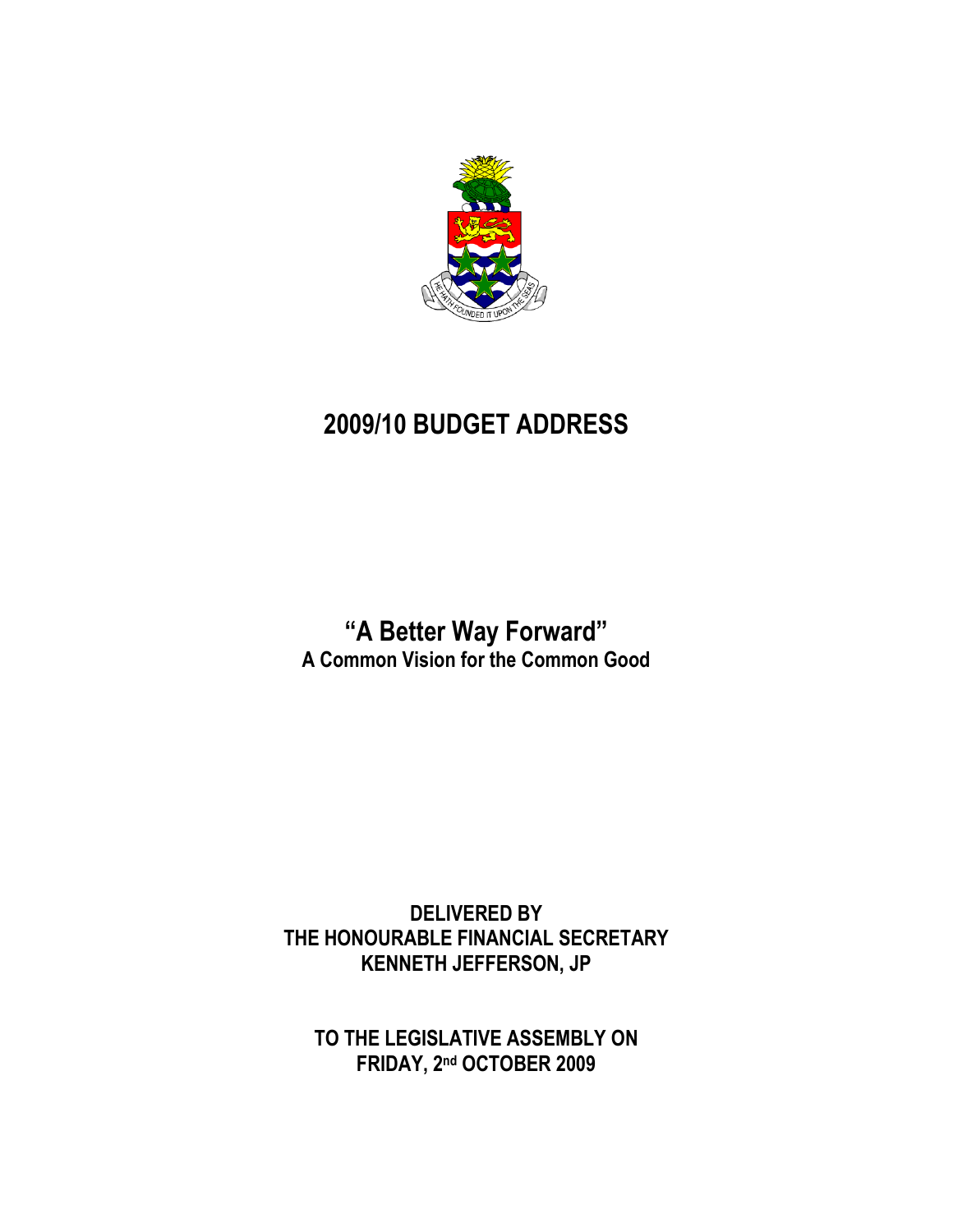# 2009/10 BUDGET ADDRESS

## "A Better Way Forward"

**A Common Vision for the Common Good**

**DELIVERED BY**
**THE HONOURABLE FINANCIAL SECRETARY**
**KENNETH JEFFERSON, JP**

**TO THE LEGISLATIVE ASSEMBLY ON**
**FRIDAY, 2nd OCTOBER 2009**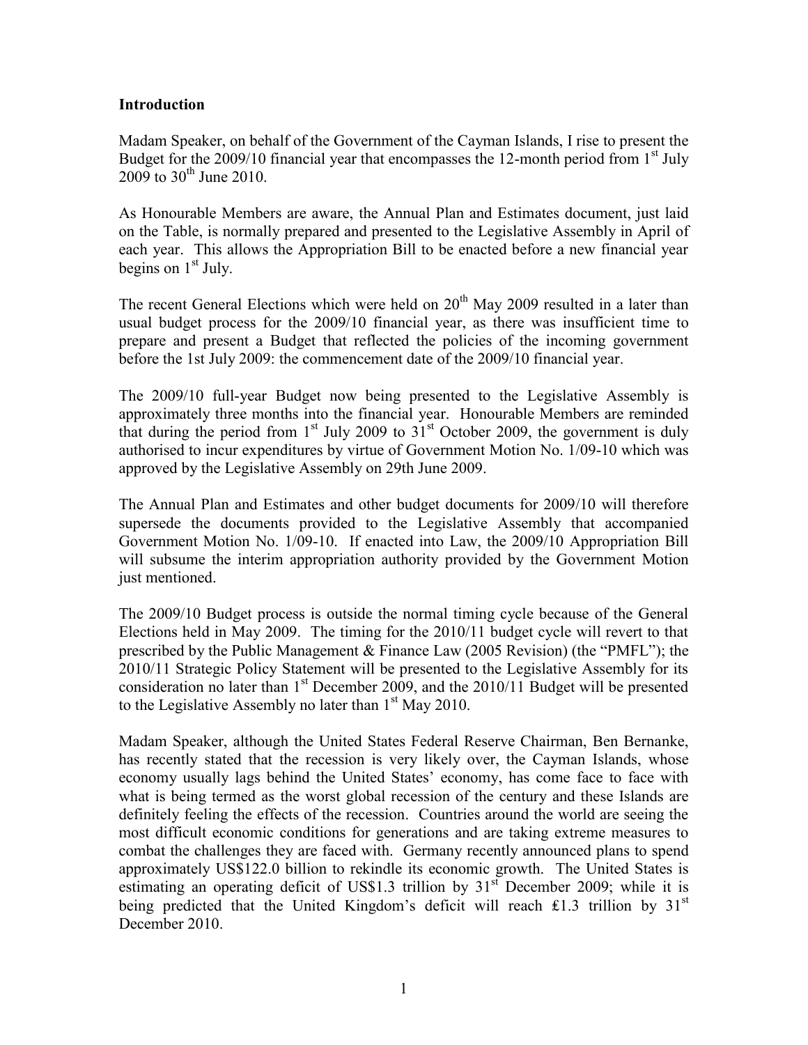**Introduction**

Madam Speaker, on behalf of the Government of the Cayman Islands, I rise to present the Budget for the 2009/10 financial year that encompasses the 12-month period from 1st July 2009 to 30th June 2010.

As Honourable Members are aware, the Annual Plan and Estimates document, just laid on the Table, is normally prepared and presented to the Legislative Assembly in April of each year. This allows the Appropriation Bill to be enacted before a new financial year begins on 1st July.

The recent General Elections which were held on 20th May 2009 resulted in a later than usual budget process for the 2009/10 financial year, as there was insufficient time to prepare and present a Budget that reflected the policies of the incoming government before the 1st July 2009: the commencement date of the 2009/10 financial year.

The 2009/10 full-year Budget now being presented to the Legislative Assembly is approximately three months into the financial year. Honourable Members are reminded that during the period from 1st July 2009 to 31st October 2009, the government is duly authorised to incur expenditures by virtue of Government Motion No. 1/09-10 which was approved by the Legislative Assembly on 29th June 2009.

The Annual Plan and Estimates and other budget documents for 2009/10 will therefore supersede the documents provided to the Legislative Assembly that accompanied Government Motion No. 1/09-10. If enacted into Law, the 2009/10 Appropriation Bill will subsume the interim appropriation authority provided by the Government Motion just mentioned.

The 2009/10 Budget process is outside the normal timing cycle because of the General Elections held in May 2009. The timing for the 2010/11 budget cycle will revert to that prescribed by the Public Management & Finance Law (2005 Revision) (the "PMFL"); the 2010/11 Strategic Policy Statement will be presented to the Legislative Assembly for its consideration no later than 1st December 2009, and the 2010/11 Budget will be presented to the Legislative Assembly no later than 1st May 2010.

Madam Speaker, although the United States Federal Reserve Chairman, Ben Bernanke, has recently stated that the recession is very likely over, the Cayman Islands, whose economy usually lags behind the United States' economy, has come face to face with what is being termed as the worst global recession of the century and these Islands are definitely feeling the effects of the recession. Countries around the world are seeing the most difficult economic conditions for generations and are taking extreme measures to combat the challenges they are faced with. Germany recently announced plans to spend approximately US$122.0 billion to rekindle its economic growth. The United States is estimating an operating deficit of US$1.3 trillion by 31st December 2009; while it is being predicted that the United Kingdom's deficit will reach £1.3 trillion by 31st December 2010.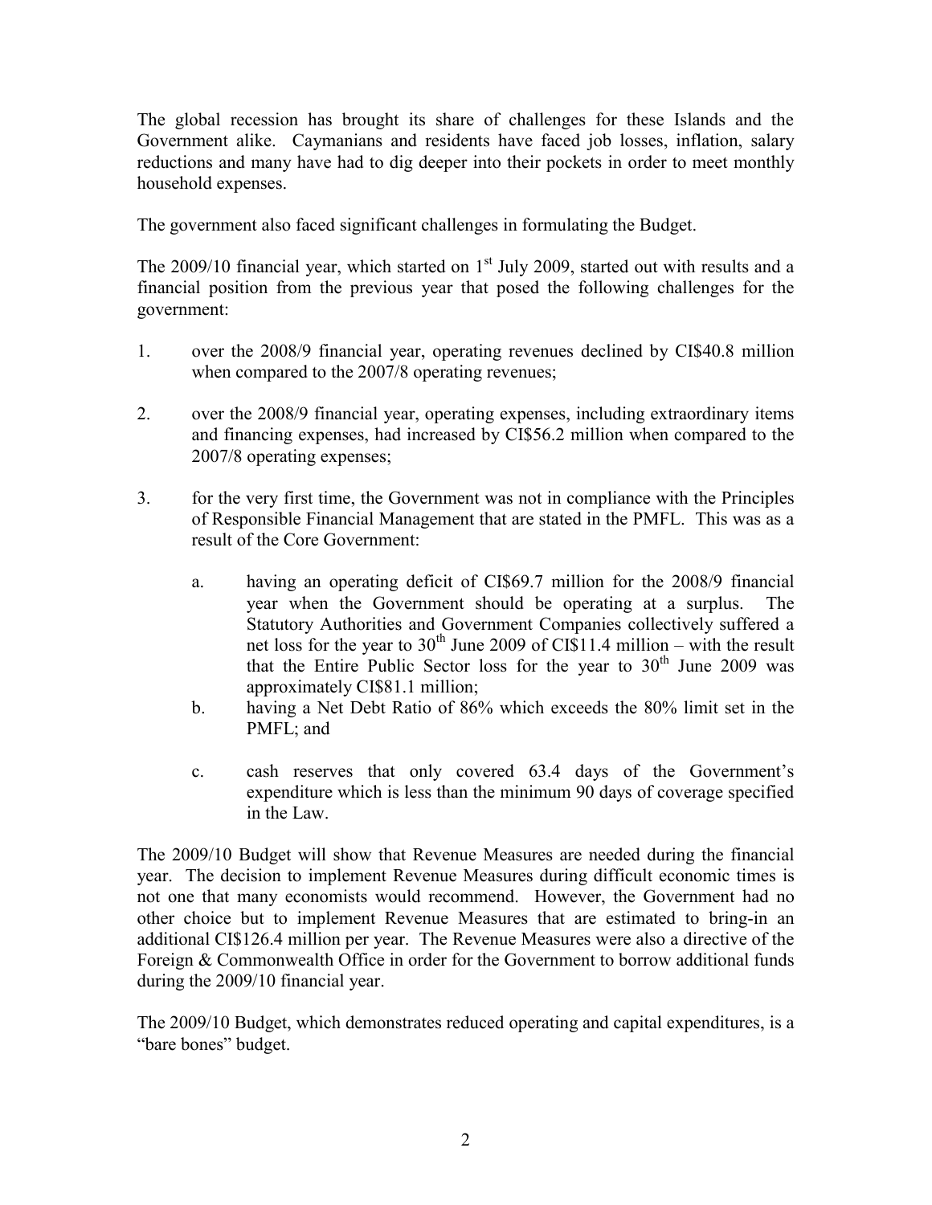The global recession has brought its share of challenges for these Islands and the Government alike. Caymanians and residents have faced job losses, inflation, salary reductions and many have had to dig deeper into their pockets in order to meet monthly household expenses.

The government also faced significant challenges in formulating the Budget.

The 2009/10 financial year, which started on 1st July 2009, started out with results and a financial position from the previous year that posed the following challenges for the government:

1. over the 2008/9 financial year, operating revenues declined by CI$40.8 million when compared to the 2007/8 operating revenues;

2. over the 2008/9 financial year, operating expenses, including extraordinary items and financing expenses, had increased by CI$56.2 million when compared to the 2007/8 operating expenses;

3. for the very first time, the Government was not in compliance with the Principles of Responsible Financial Management that are stated in the PMFL. This was as a result of the Core Government:

    a. having an operating deficit of CI$69.7 million for the 2008/9 financial year when the Government should be operating at a surplus. The Statutory Authorities and Government Companies collectively suffered a net loss for the year to 30th June 2009 of CI$11.4 million – with the result that the Entire Public Sector loss for the year to 30th June 2009 was approximately CI$81.1 million;

    b. having a Net Debt Ratio of 86% which exceeds the 80% limit set in the PMFL; and

    c. cash reserves that only covered 63.4 days of the Government's expenditure which is less than the minimum 90 days of coverage specified in the Law.

The 2009/10 Budget will show that Revenue Measures are needed during the financial year. The decision to implement Revenue Measures during difficult economic times is not one that many economists would recommend. However, the Government had no other choice but to implement Revenue Measures that are estimated to bring-in an additional CI$126.4 million per year. The Revenue Measures were also a directive of the Foreign & Commonwealth Office in order for the Government to borrow additional funds during the 2009/10 financial year.

The 2009/10 Budget, which demonstrates reduced operating and capital expenditures, is a "bare bones" budget.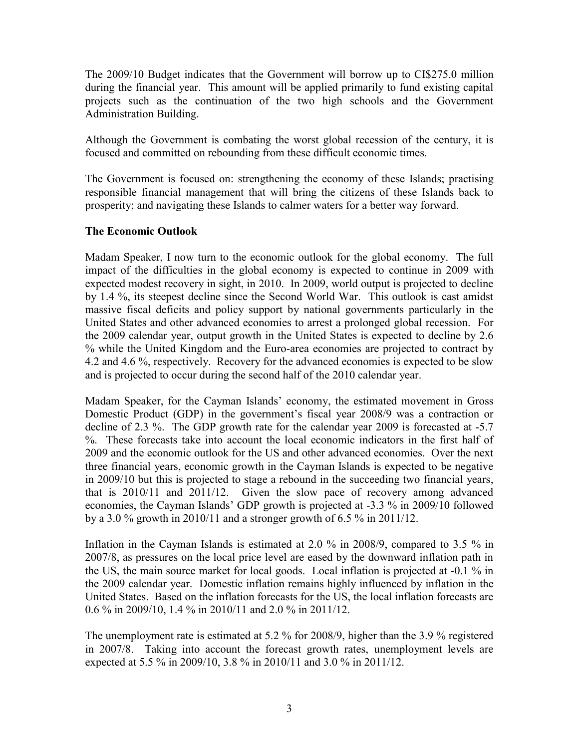The 2009/10 Budget indicates that the Government will borrow up to CI$275.0 million during the financial year. This amount will be applied primarily to fund existing capital projects such as the continuation of the two high schools and the Government Administration Building.

Although the Government is combating the worst global recession of the century, it is focused and committed on rebounding from these difficult economic times.

The Government is focused on: strengthening the economy of these Islands; practising responsible financial management that will bring the citizens of these Islands back to prosperity; and navigating these Islands to calmer waters for a better way forward.

**The Economic Outlook**

Madam Speaker, I now turn to the economic outlook for the global economy. The full impact of the difficulties in the global economy is expected to continue in 2009 with expected modest recovery in sight, in 2010. In 2009, world output is projected to decline by 1.4 %, its steepest decline since the Second World War. This outlook is cast amidst massive fiscal deficits and policy support by national governments particularly in the United States and other advanced economies to arrest a prolonged global recession. For the 2009 calendar year, output growth in the United States is expected to decline by 2.6 % while the United Kingdom and the Euro-area economies are projected to contract by 4.2 and 4.6 %, respectively. Recovery for the advanced economies is expected to be slow and is projected to occur during the second half of the 2010 calendar year.

Madam Speaker, for the Cayman Islands' economy, the estimated movement in Gross Domestic Product (GDP) in the government's fiscal year 2008/9 was a contraction or decline of 2.3 %. The GDP growth rate for the calendar year 2009 is forecasted at -5.7 %. These forecasts take into account the local economic indicators in the first half of 2009 and the economic outlook for the US and other advanced economies. Over the next three financial years, economic growth in the Cayman Islands is expected to be negative in 2009/10 but this is projected to stage a rebound in the succeeding two financial years, that is 2010/11 and 2011/12. Given the slow pace of recovery among advanced economies, the Cayman Islands' GDP growth is projected at -3.3 % in 2009/10 followed by a 3.0 % growth in 2010/11 and a stronger growth of 6.5 % in 2011/12.

Inflation in the Cayman Islands is estimated at 2.0 % in 2008/9, compared to 3.5 % in 2007/8, as pressures on the local price level are eased by the downward inflation path in the US, the main source market for local goods. Local inflation is projected at -0.1 % in the 2009 calendar year. Domestic inflation remains highly influenced by inflation in the United States. Based on the inflation forecasts for the US, the local inflation forecasts are 0.6 % in 2009/10, 1.4 % in 2010/11 and 2.0 % in 2011/12.

The unemployment rate is estimated at 5.2 % for 2008/9, higher than the 3.9 % registered in 2007/8. Taking into account the forecast growth rates, unemployment levels are expected at 5.5 % in 2009/10, 3.8 % in 2010/11 and 3.0 % in 2011/12.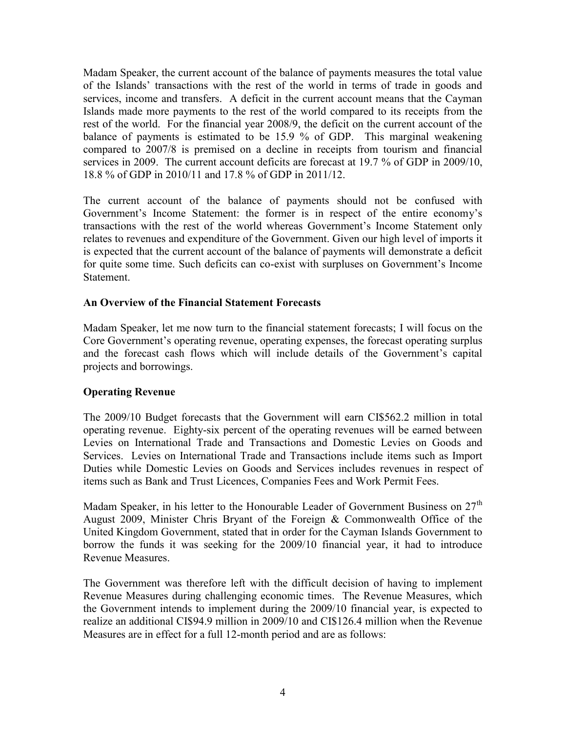Madam Speaker, the current account of the balance of payments measures the total value of the Islands' transactions with the rest of the world in terms of trade in goods and services, income and transfers. A deficit in the current account means that the Cayman Islands made more payments to the rest of the world compared to its receipts from the rest of the world. For the financial year 2008/9, the deficit on the current account of the balance of payments is estimated to be 15.9 % of GDP. This marginal weakening compared to 2007/8 is premised on a decline in receipts from tourism and financial services in 2009. The current account deficits are forecast at 19.7 % of GDP in 2009/10, 18.8 % of GDP in 2010/11 and 17.8 % of GDP in 2011/12.

The current account of the balance of payments should not be confused with Government's Income Statement: the former is in respect of the entire economy's transactions with the rest of the world whereas Government's Income Statement only relates to revenues and expenditure of the Government. Given our high level of imports it is expected that the current account of the balance of payments will demonstrate a deficit for quite some time. Such deficits can co-exist with surpluses on Government's Income Statement.

**An Overview of the Financial Statement Forecasts**

Madam Speaker, let me now turn to the financial statement forecasts; I will focus on the Core Government's operating revenue, operating expenses, the forecast operating surplus and the forecast cash flows which will include details of the Government's capital projects and borrowings.

**Operating Revenue**

The 2009/10 Budget forecasts that the Government will earn CI$562.2 million in total operating revenue. Eighty-six percent of the operating revenues will be earned between Levies on International Trade and Transactions and Domestic Levies on Goods and Services. Levies on International Trade and Transactions include items such as Import Duties while Domestic Levies on Goods and Services includes revenues in respect of items such as Bank and Trust Licences, Companies Fees and Work Permit Fees.

Madam Speaker, in his letter to the Honourable Leader of Government Business on 27th August 2009, Minister Chris Bryant of the Foreign & Commonwealth Office of the United Kingdom Government, stated that in order for the Cayman Islands Government to borrow the funds it was seeking for the 2009/10 financial year, it had to introduce Revenue Measures.

The Government was therefore left with the difficult decision of having to implement Revenue Measures during challenging economic times. The Revenue Measures, which the Government intends to implement during the 2009/10 financial year, is expected to realize an additional CI$94.9 million in 2009/10 and CI$126.4 million when the Revenue Measures are in effect for a full 12-month period and are as follows: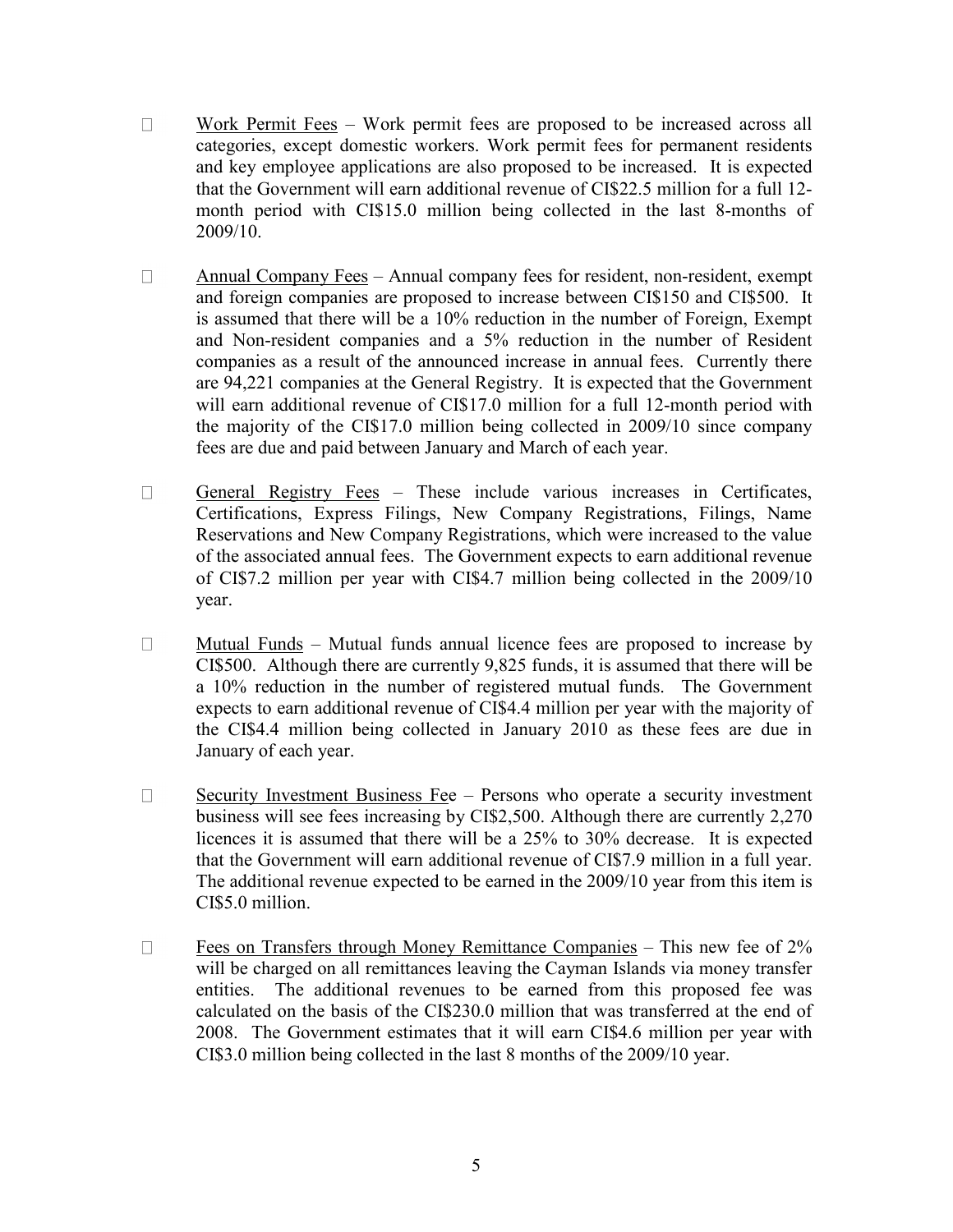- Work Permit Fees – Work permit fees are proposed to be increased across all categories, except domestic workers. Work permit fees for permanent residents and key employee applications are also proposed to be increased. It is expected that the Government will earn additional revenue of CI$22.5 million for a full 12-month period with CI$15.0 million being collected in the last 8-months of 2009/10.

- Annual Company Fees – Annual company fees for resident, non-resident, exempt and foreign companies are proposed to increase between CI$150 and CI$500. It is assumed that there will be a 10% reduction in the number of Foreign, Exempt and Non-resident companies and a 5% reduction in the number of Resident companies as a result of the announced increase in annual fees. Currently there are 94,221 companies at the General Registry. It is expected that the Government will earn additional revenue of CI$17.0 million for a full 12-month period with the majority of the CI$17.0 million being collected in 2009/10 since company fees are due and paid between January and March of each year.

- General Registry Fees – These include various increases in Certificates, Certifications, Express Filings, New Company Registrations, Filings, Name Reservations and New Company Registrations, which were increased to the value of the associated annual fees. The Government expects to earn additional revenue of CI$7.2 million per year with CI$4.7 million being collected in the 2009/10 year.

- Mutual Funds – Mutual funds annual licence fees are proposed to increase by CI$500. Although there are currently 9,825 funds, it is assumed that there will be a 10% reduction in the number of registered mutual funds. The Government expects to earn additional revenue of CI$4.4 million per year with the majority of the CI$4.4 million being collected in January 2010 as these fees are due in January of each year.

- Security Investment Business Fee – Persons who operate a security investment business will see fees increasing by CI$2,500. Although there are currently 2,270 licences it is assumed that there will be a 25% to 30% decrease. It is expected that the Government will earn additional revenue of CI$7.9 million in a full year. The additional revenue expected to be earned in the 2009/10 year from this item is CI$5.0 million.

- Fees on Transfers through Money Remittance Companies – This new fee of 2% will be charged on all remittances leaving the Cayman Islands via money transfer entities. The additional revenues to be earned from this proposed fee was calculated on the basis of the CI$230.0 million that was transferred at the end of 2008. The Government estimates that it will earn CI$4.6 million per year with CI$3.0 million being collected in the last 8 months of the 2009/10 year.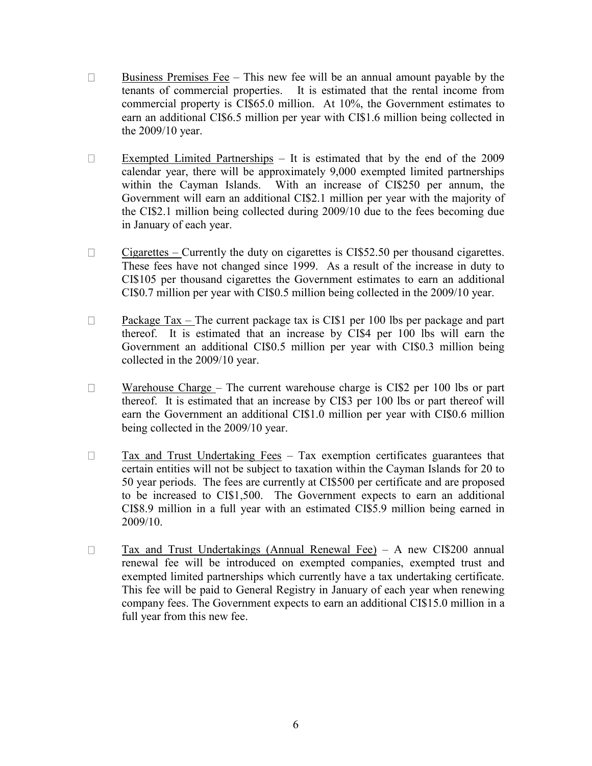- Business Premises Fee – This new fee will be an annual amount payable by the tenants of commercial properties. It is estimated that the rental income from commercial property is CI$65.0 million. At 10%, the Government estimates to earn an additional CI$6.5 million per year with CI$1.6 million being collected in the 2009/10 year.

- Exempted Limited Partnerships – It is estimated that by the end of the 2009 calendar year, there will be approximately 9,000 exempted limited partnerships within the Cayman Islands. With an increase of CI$250 per annum, the Government will earn an additional CI$2.1 million per year with the majority of the CI$2.1 million being collected during 2009/10 due to the fees becoming due in January of each year.

- Cigarettes – Currently the duty on cigarettes is CI$52.50 per thousand cigarettes. These fees have not changed since 1999. As a result of the increase in duty to CI$105 per thousand cigarettes the Government estimates to earn an additional CI$0.7 million per year with CI$0.5 million being collected in the 2009/10 year.

- Package Tax – The current package tax is CI$1 per 100 lbs per package and part thereof. It is estimated that an increase by CI$4 per 100 lbs will earn the Government an additional CI$0.5 million per year with CI$0.3 million being collected in the 2009/10 year.

- Warehouse Charge – The current warehouse charge is CI$2 per 100 lbs or part thereof. It is estimated that an increase by CI$3 per 100 lbs or part thereof will earn the Government an additional CI$1.0 million per year with CI$0.6 million being collected in the 2009/10 year.

- Tax and Trust Undertaking Fees – Tax exemption certificates guarantees that certain entities will not be subject to taxation within the Cayman Islands for 20 to 50 year periods. The fees are currently at CI$500 per certificate and are proposed to be increased to CI$1,500. The Government expects to earn an additional CI$8.9 million in a full year with an estimated CI$5.9 million being earned in 2009/10.

- Tax and Trust Undertakings (Annual Renewal Fee) – A new CI$200 annual renewal fee will be introduced on exempted companies, exempted trust and exempted limited partnerships which currently have a tax undertaking certificate. This fee will be paid to General Registry in January of each year when renewing company fees. The Government expects to earn an additional CI$15.0 million in a full year from this new fee.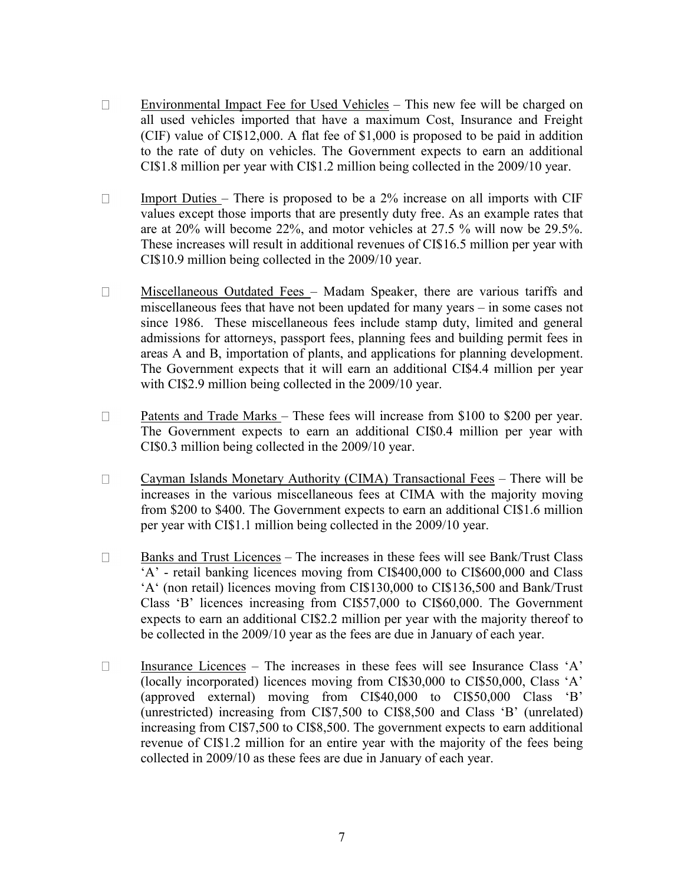- <u>Environmental Impact Fee for Used Vehicles</u> – This new fee will be charged on all used vehicles imported that have a maximum Cost, Insurance and Freight (CIF) value of CI$12,000. A flat fee of $1,000 is proposed to be paid in addition to the rate of duty on vehicles. The Government expects to earn an additional CI$1.8 million per year with CI$1.2 million being collected in the 2009/10 year.

- <u>Import Duties</u> – There is proposed to be a 2% increase on all imports with CIF values except those imports that are presently duty free. As an example rates that are at 20% will become 22%, and motor vehicles at 27.5 % will now be 29.5%. These increases will result in additional revenues of CI$16.5 million per year with CI$10.9 million being collected in the 2009/10 year.

- <u>Miscellaneous Outdated Fees</u> – Madam Speaker, there are various tariffs and miscellaneous fees that have not been updated for many years – in some cases not since 1986. These miscellaneous fees include stamp duty, limited and general admissions for attorneys, passport fees, planning fees and building permit fees in areas A and B, importation of plants, and applications for planning development. The Government expects that it will earn an additional CI$4.4 million per year with CI$2.9 million being collected in the 2009/10 year.

- <u>Patents and Trade Marks</u> – These fees will increase from $100 to $200 per year. The Government expects to earn an additional CI$0.4 million per year with CI$0.3 million being collected in the 2009/10 year.

- <u>Cayman Islands Monetary Authority (CIMA) Transactional Fees</u> – There will be increases in the various miscellaneous fees at CIMA with the majority moving from $200 to $400. The Government expects to earn an additional CI$1.6 million per year with CI$1.1 million being collected in the 2009/10 year.

- <u>Banks and Trust Licences</u> – The increases in these fees will see Bank/Trust Class 'A' - retail banking licences moving from CI$400,000 to CI$600,000 and Class 'A' (non retail) licences moving from CI$130,000 to CI$136,500 and Bank/Trust Class 'B' licences increasing from CI$57,000 to CI$60,000. The Government expects to earn an additional CI$2.2 million per year with the majority thereof to be collected in the 2009/10 year as the fees are due in January of each year.

- <u>Insurance Licences</u> – The increases in these fees will see Insurance Class 'A' (locally incorporated) licences moving from CI$30,000 to CI$50,000, Class 'A' (approved external) moving from CI$40,000 to CI$50,000 Class 'B' (unrestricted) increasing from CI$7,500 to CI$8,500 and Class 'B' (unrelated) increasing from CI$7,500 to CI$8,500. The government expects to earn additional revenue of CI$1.2 million for an entire year with the majority of the fees being collected in 2009/10 as these fees are due in January of each year.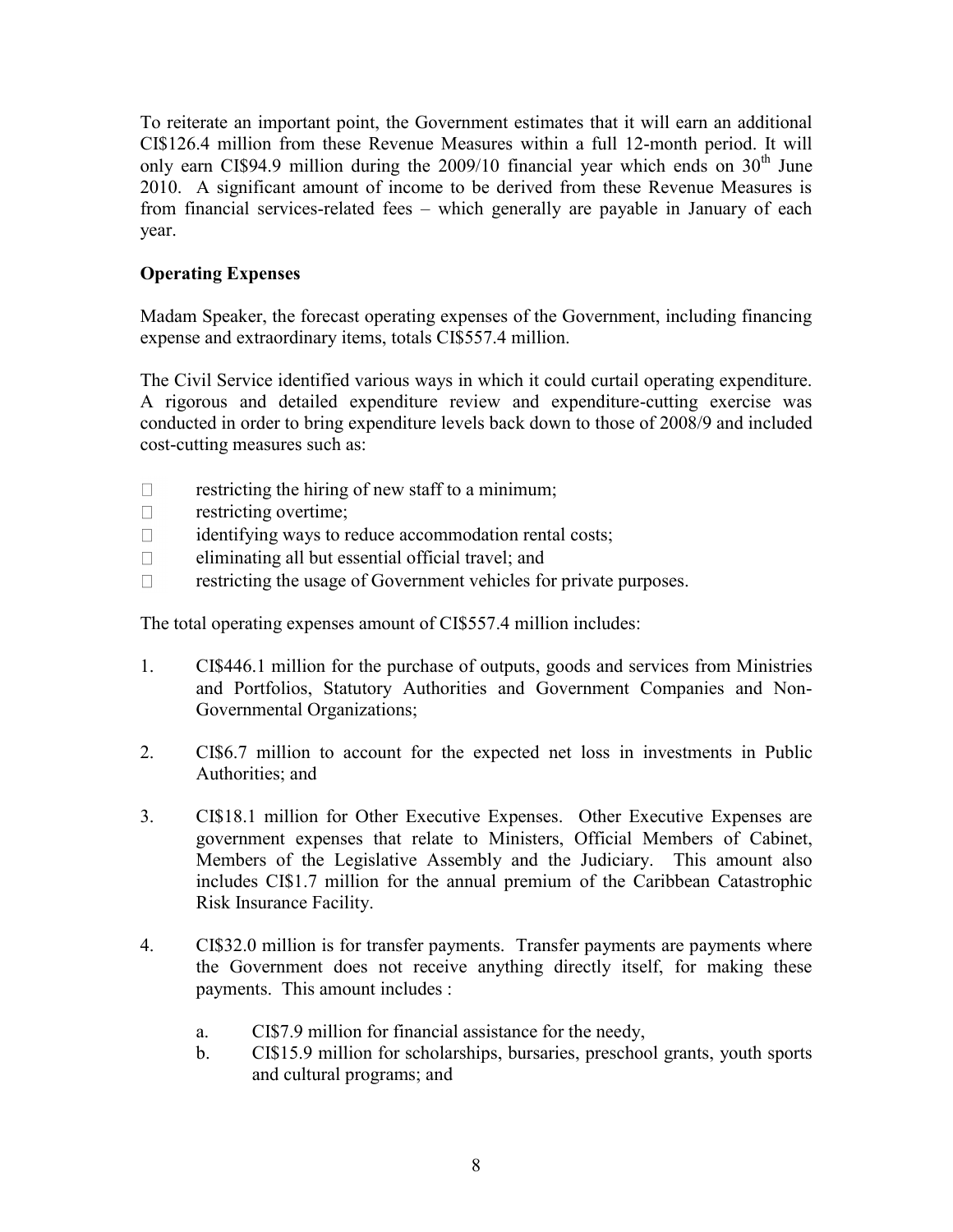To reiterate an important point, the Government estimates that it will earn an additional CI$126.4 million from these Revenue Measures within a full 12-month period. It will only earn CI$94.9 million during the 2009/10 financial year which ends on 30th June 2010. A significant amount of income to be derived from these Revenue Measures is from financial services-related fees – which generally are payable in January of each year.

**Operating Expenses**

Madam Speaker, the forecast operating expenses of the Government, including financing expense and extraordinary items, totals CI$557.4 million.

The Civil Service identified various ways in which it could curtail operating expenditure. A rigorous and detailed expenditure review and expenditure-cutting exercise was conducted in order to bring expenditure levels back down to those of 2008/9 and included cost-cutting measures such as:

- restricting the hiring of new staff to a minimum;
- restricting overtime;
- identifying ways to reduce accommodation rental costs;
- eliminating all but essential official travel; and
- restricting the usage of Government vehicles for private purposes.

The total operating expenses amount of CI$557.4 million includes:

1. CI$446.1 million for the purchase of outputs, goods and services from Ministries and Portfolios, Statutory Authorities and Government Companies and Non-Governmental Organizations;

2. CI$6.7 million to account for the expected net loss in investments in Public Authorities; and

3. CI$18.1 million for Other Executive Expenses. Other Executive Expenses are government expenses that relate to Ministers, Official Members of Cabinet, Members of the Legislative Assembly and the Judiciary. This amount also includes CI$1.7 million for the annual premium of the Caribbean Catastrophic Risk Insurance Facility.

4. CI$32.0 million is for transfer payments. Transfer payments are payments where the Government does not receive anything directly itself, for making these payments. This amount includes :

   a. CI$7.9 million for financial assistance for the needy,
   b. CI$15.9 million for scholarships, bursaries, preschool grants, youth sports and cultural programs; and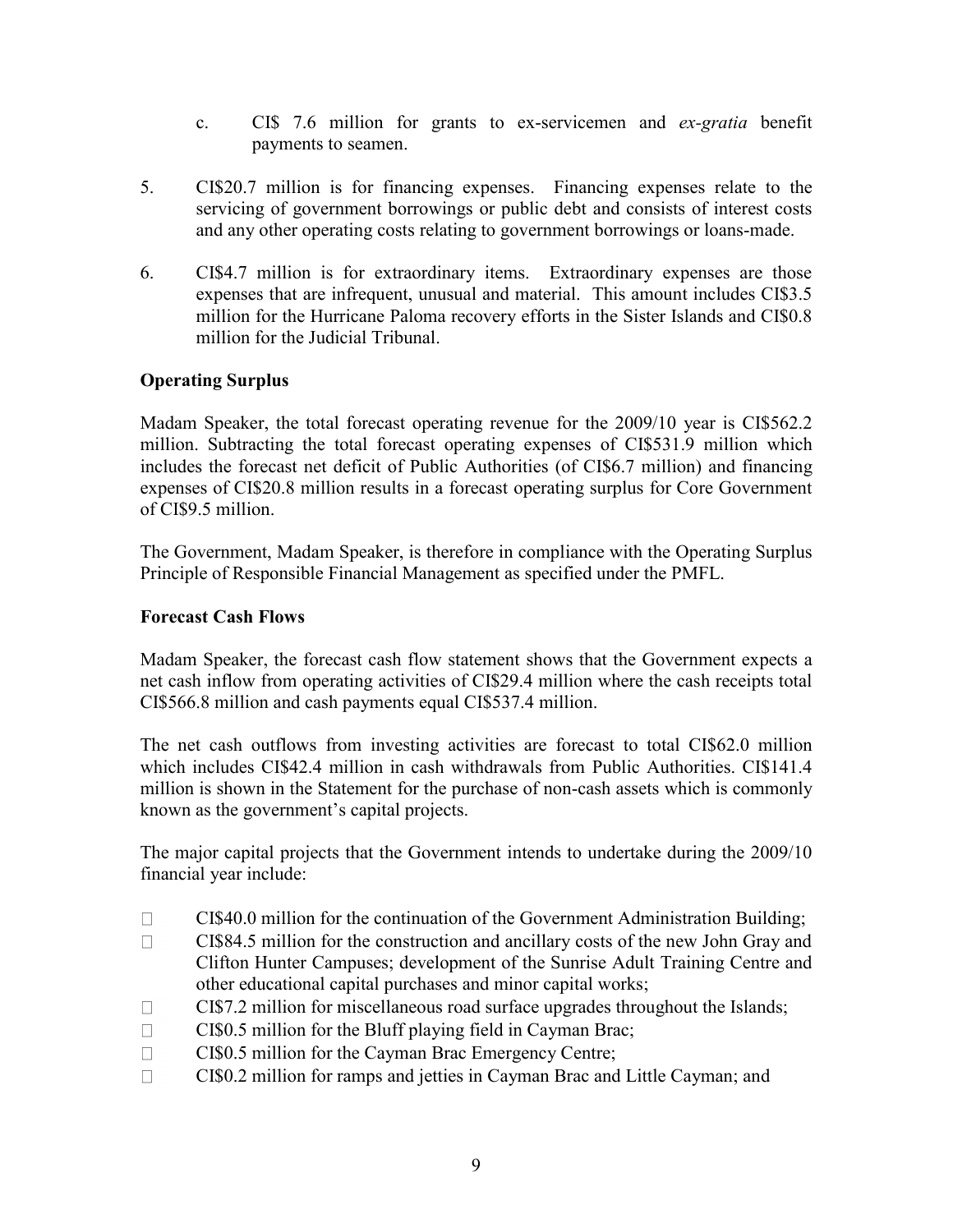c. CI$ 7.6 million for grants to ex-servicemen and *ex-gratia* benefit payments to seamen.

5. CI$20.7 million is for financing expenses. Financing expenses relate to the servicing of government borrowings or public debt and consists of interest costs and any other operating costs relating to government borrowings or loans-made.

6. CI$4.7 million is for extraordinary items. Extraordinary expenses are those expenses that are infrequent, unusual and material. This amount includes CI$3.5 million for the Hurricane Paloma recovery efforts in the Sister Islands and CI$0.8 million for the Judicial Tribunal.

**Operating Surplus**

Madam Speaker, the total forecast operating revenue for the 2009/10 year is CI$562.2 million. Subtracting the total forecast operating expenses of CI$531.9 million which includes the forecast net deficit of Public Authorities (of CI$6.7 million) and financing expenses of CI$20.8 million results in a forecast operating surplus for Core Government of CI$9.5 million.

The Government, Madam Speaker, is therefore in compliance with the Operating Surplus Principle of Responsible Financial Management as specified under the PMFL.

**Forecast Cash Flows**

Madam Speaker, the forecast cash flow statement shows that the Government expects a net cash inflow from operating activities of CI$29.4 million where the cash receipts total CI$566.8 million and cash payments equal CI$537.4 million.

The net cash outflows from investing activities are forecast to total CI$62.0 million which includes CI$42.4 million in cash withdrawals from Public Authorities. CI$141.4 million is shown in the Statement for the purchase of non-cash assets which is commonly known as the government's capital projects.

The major capital projects that the Government intends to undertake during the 2009/10 financial year include:

- CI$40.0 million for the continuation of the Government Administration Building;
- CI$84.5 million for the construction and ancillary costs of the new John Gray and Clifton Hunter Campuses; development of the Sunrise Adult Training Centre and other educational capital purchases and minor capital works;
- CI$7.2 million for miscellaneous road surface upgrades throughout the Islands;
- CI$0.5 million for the Bluff playing field in Cayman Brac;
- CI$0.5 million for the Cayman Brac Emergency Centre;
- CI$0.2 million for ramps and jetties in Cayman Brac and Little Cayman; and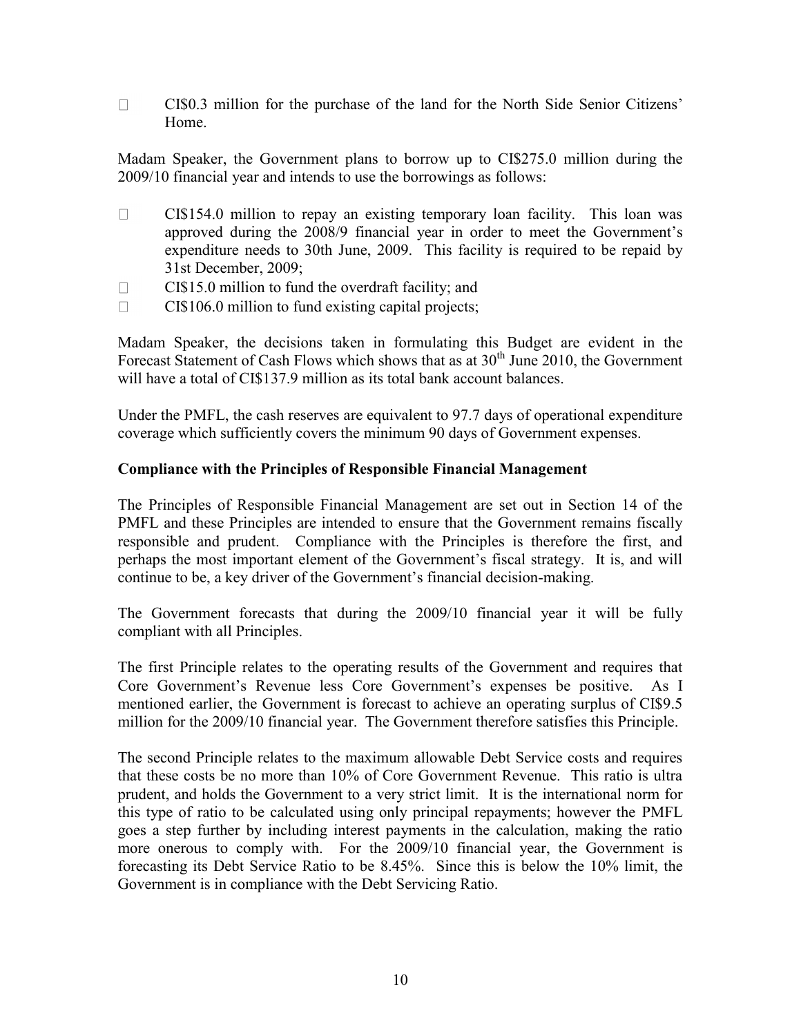- CI$0.3 million for the purchase of the land for the North Side Senior Citizens' Home.

Madam Speaker, the Government plans to borrow up to CI$275.0 million during the 2009/10 financial year and intends to use the borrowings as follows:

- CI$154.0 million to repay an existing temporary loan facility. This loan was approved during the 2008/9 financial year in order to meet the Government's expenditure needs to 30th June, 2009. This facility is required to be repaid by 31st December, 2009;
- CI$15.0 million to fund the overdraft facility; and
- CI$106.0 million to fund existing capital projects;

Madam Speaker, the decisions taken in formulating this Budget are evident in the Forecast Statement of Cash Flows which shows that as at 30th June 2010, the Government will have a total of CI$137.9 million as its total bank account balances.

Under the PMFL, the cash reserves are equivalent to 97.7 days of operational expenditure coverage which sufficiently covers the minimum 90 days of Government expenses.

**Compliance with the Principles of Responsible Financial Management**

The Principles of Responsible Financial Management are set out in Section 14 of the PMFL and these Principles are intended to ensure that the Government remains fiscally responsible and prudent. Compliance with the Principles is therefore the first, and perhaps the most important element of the Government's fiscal strategy. It is, and will continue to be, a key driver of the Government's financial decision-making.

The Government forecasts that during the 2009/10 financial year it will be fully compliant with all Principles.

The first Principle relates to the operating results of the Government and requires that Core Government's Revenue less Core Government's expenses be positive. As I mentioned earlier, the Government is forecast to achieve an operating surplus of CI$9.5 million for the 2009/10 financial year. The Government therefore satisfies this Principle.

The second Principle relates to the maximum allowable Debt Service costs and requires that these costs be no more than 10% of Core Government Revenue. This ratio is ultra prudent, and holds the Government to a very strict limit. It is the international norm for this type of ratio to be calculated using only principal repayments; however the PMFL goes a step further by including interest payments in the calculation, making the ratio more onerous to comply with. For the 2009/10 financial year, the Government is forecasting its Debt Service Ratio to be 8.45%. Since this is below the 10% limit, the Government is in compliance with the Debt Servicing Ratio.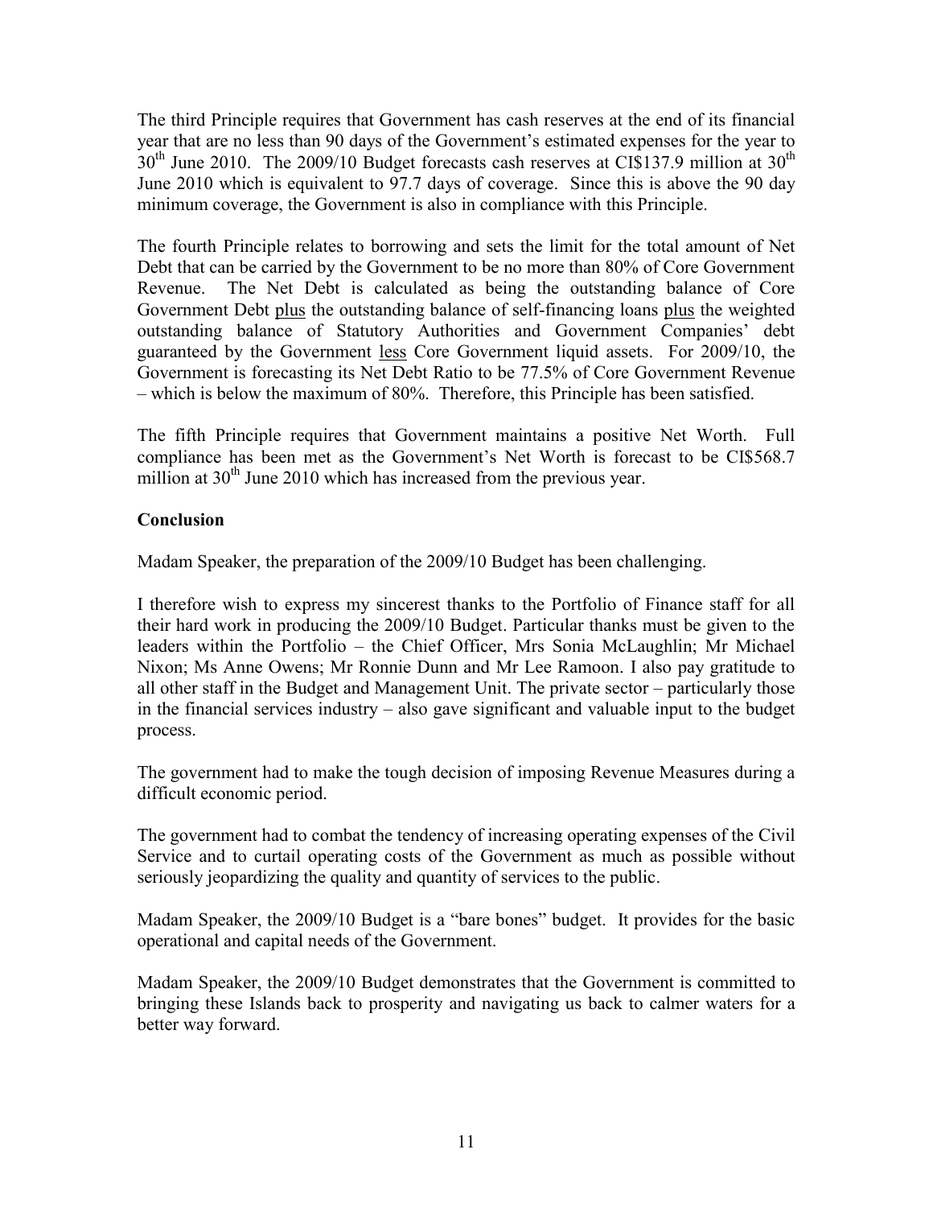The third Principle requires that Government has cash reserves at the end of its financial year that are no less than 90 days of the Government's estimated expenses for the year to 30th June 2010. The 2009/10 Budget forecasts cash reserves at CI$137.9 million at 30th June 2010 which is equivalent to 97.7 days of coverage. Since this is above the 90 day minimum coverage, the Government is also in compliance with this Principle.

The fourth Principle relates to borrowing and sets the limit for the total amount of Net Debt that can be carried by the Government to be no more than 80% of Core Government Revenue. The Net Debt is calculated as being the outstanding balance of Core Government Debt plus the outstanding balance of self-financing loans plus the weighted outstanding balance of Statutory Authorities and Government Companies' debt guaranteed by the Government less Core Government liquid assets. For 2009/10, the Government is forecasting its Net Debt Ratio to be 77.5% of Core Government Revenue – which is below the maximum of 80%. Therefore, this Principle has been satisfied.

The fifth Principle requires that Government maintains a positive Net Worth. Full compliance has been met as the Government's Net Worth is forecast to be CI$568.7 million at 30th June 2010 which has increased from the previous year.

**Conclusion**

Madam Speaker, the preparation of the 2009/10 Budget has been challenging.

I therefore wish to express my sincerest thanks to the Portfolio of Finance staff for all their hard work in producing the 2009/10 Budget. Particular thanks must be given to the leaders within the Portfolio – the Chief Officer, Mrs Sonia McLaughlin; Mr Michael Nixon; Ms Anne Owens; Mr Ronnie Dunn and Mr Lee Ramoon. I also pay gratitude to all other staff in the Budget and Management Unit. The private sector – particularly those in the financial services industry – also gave significant and valuable input to the budget process.

The government had to make the tough decision of imposing Revenue Measures during a difficult economic period.

The government had to combat the tendency of increasing operating expenses of the Civil Service and to curtail operating costs of the Government as much as possible without seriously jeopardizing the quality and quantity of services to the public.

Madam Speaker, the 2009/10 Budget is a "bare bones" budget. It provides for the basic operational and capital needs of the Government.

Madam Speaker, the 2009/10 Budget demonstrates that the Government is committed to bringing these Islands back to prosperity and navigating us back to calmer waters for a better way forward.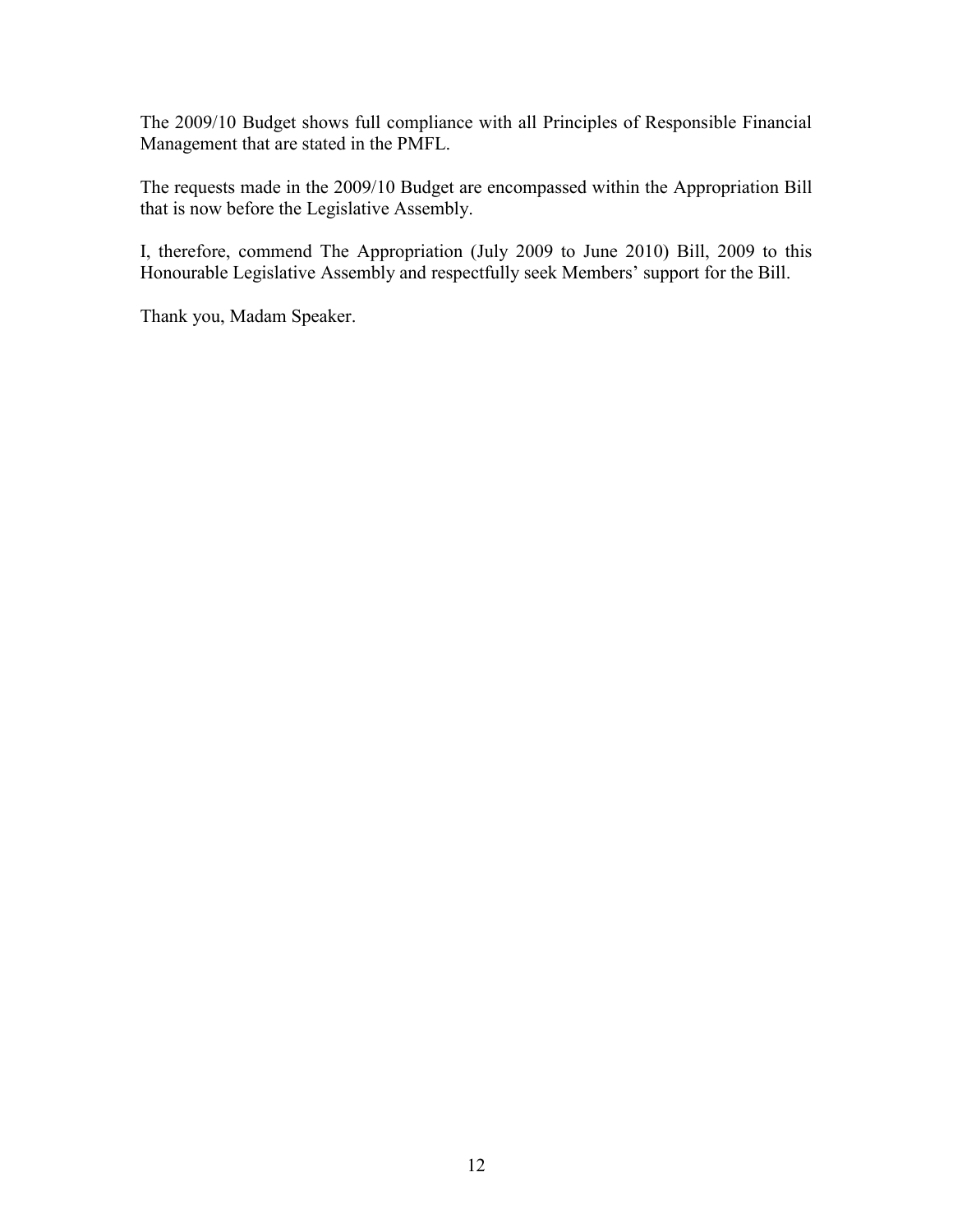The 2009/10 Budget shows full compliance with all Principles of Responsible Financial Management that are stated in the PMFL.

The requests made in the 2009/10 Budget are encompassed within the Appropriation Bill that is now before the Legislative Assembly.

I, therefore, commend The Appropriation (July 2009 to June 2010) Bill, 2009 to this Honourable Legislative Assembly and respectfully seek Members' support for the Bill.

Thank you, Madam Speaker.